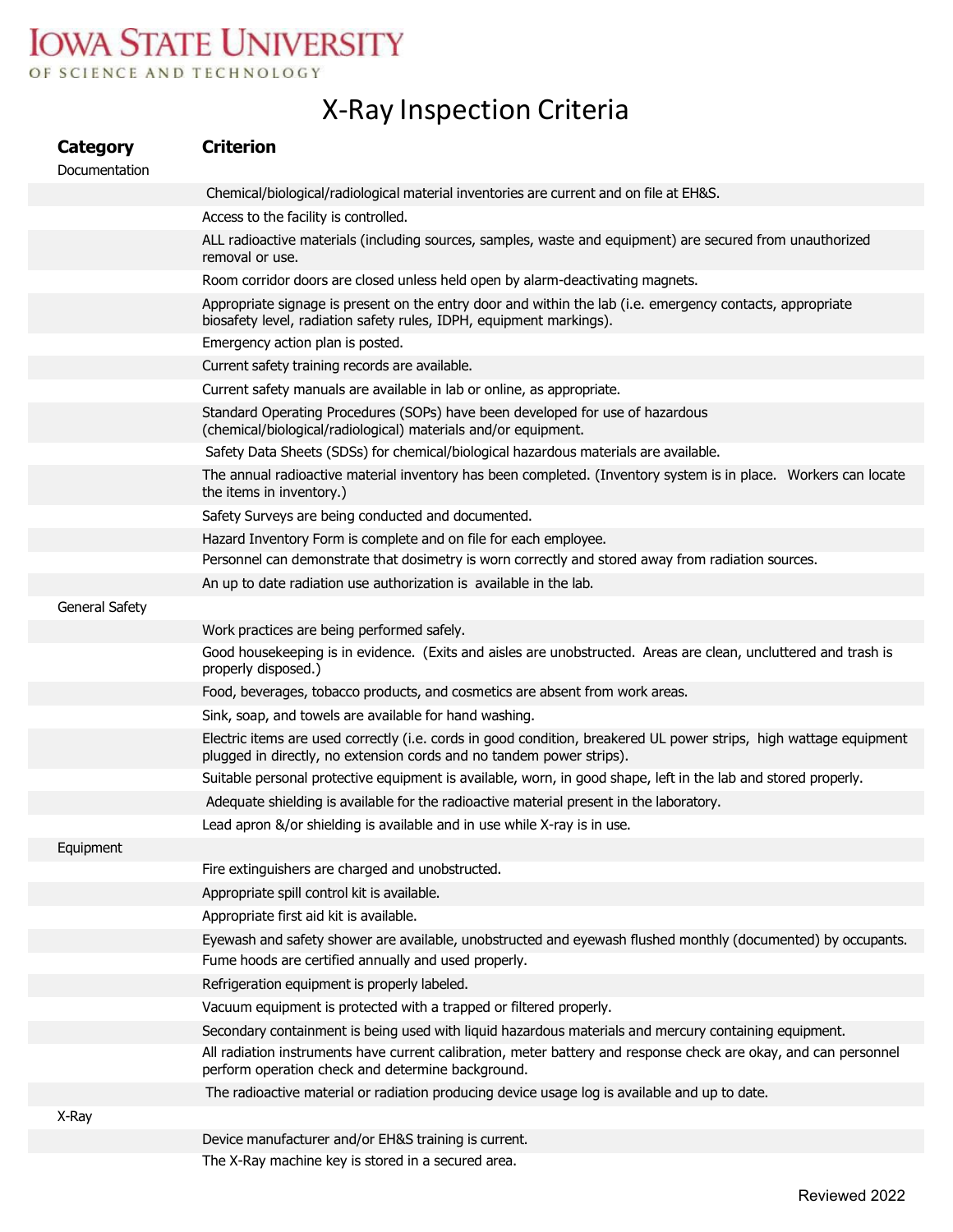IOWA STATE UNIVERSITY OF SCIENCE AND TECHNOLOGY

# X-Ray Inspection Criteria

| Category | Criterion |
|---|---|
| Documentation | |
| | Chemical/biological/radiological material inventories are current and on file at EH&S. |
| | Access to the facility is controlled. |
| | ALL radioactive materials (including sources, samples, waste and equipment) are secured from unauthorized removal or use. |
| | Room corridor doors are closed unless held open by alarm-deactivating magnets. |
| | Appropriate signage is present on the entry door and within the lab (i.e. emergency contacts, appropriate biosafety level, radiation safety rules, IDPH, equipment markings). |
| | Emergency action plan is posted. |
| | Current safety training records are available. |
| | Current safety manuals are available in lab or online, as appropriate. |
| | Standard Operating Procedures (SOPs) have been developed for use of hazardous (chemical/biological/radiological) materials and/or equipment. |
| | Safety Data Sheets (SDSs) for chemical/biological hazardous materials are available. |
| | The annual radioactive material inventory has been completed. (Inventory system is in place. Workers can locate the items in inventory.) |
| | Safety Surveys are being conducted and documented. |
| | Hazard Inventory Form is complete and on file for each employee. |
| | Personnel can demonstrate that dosimetry is worn correctly and stored away from radiation sources. |
| | An up to date radiation use authorization is available in the lab. |
| General Safety | |
| | Work practices are being performed safely. |
| | Good housekeeping is in evidence. (Exits and aisles are unobstructed. Areas are clean, uncluttered and trash is properly disposed.) |
| | Food, beverages, tobacco products, and cosmetics are absent from work areas. |
| | Sink, soap, and towels are available for hand washing. |
| | Electric items are used correctly (i.e. cords in good condition, breakered UL power strips, high wattage equipment plugged in directly, no extension cords and no tandem power strips). |
| | Suitable personal protective equipment is available, worn, in good shape, left in the lab and stored properly. |
| | Adequate shielding is available for the radioactive material present in the laboratory. |
| | Lead apron &/or shielding is available and in use while X-ray is in use. |
| Equipment | |
| | Fire extinguishers are charged and unobstructed. |
| | Appropriate spill control kit is available. |
| | Appropriate first aid kit is available. |
| | Eyewash and safety shower are available, unobstructed and eyewash flushed monthly (documented) by occupants. |
| | Fume hoods are certified annually and used properly. |
| | Refrigeration equipment is properly labeled. |
| | Vacuum equipment is protected with a trapped or filtered properly. |
| | Secondary containment is being used with liquid hazardous materials and mercury containing equipment. |
| | All radiation instruments have current calibration, meter battery and response check are okay, and can personnel perform operation check and determine background. |
| | The radioactive material or radiation producing device usage log is available and up to date. |
| X-Ray | |
| | Device manufacturer and/or EH&S training is current. |
| | The X-Ray machine key is stored in a secured area. |

Reviewed 2022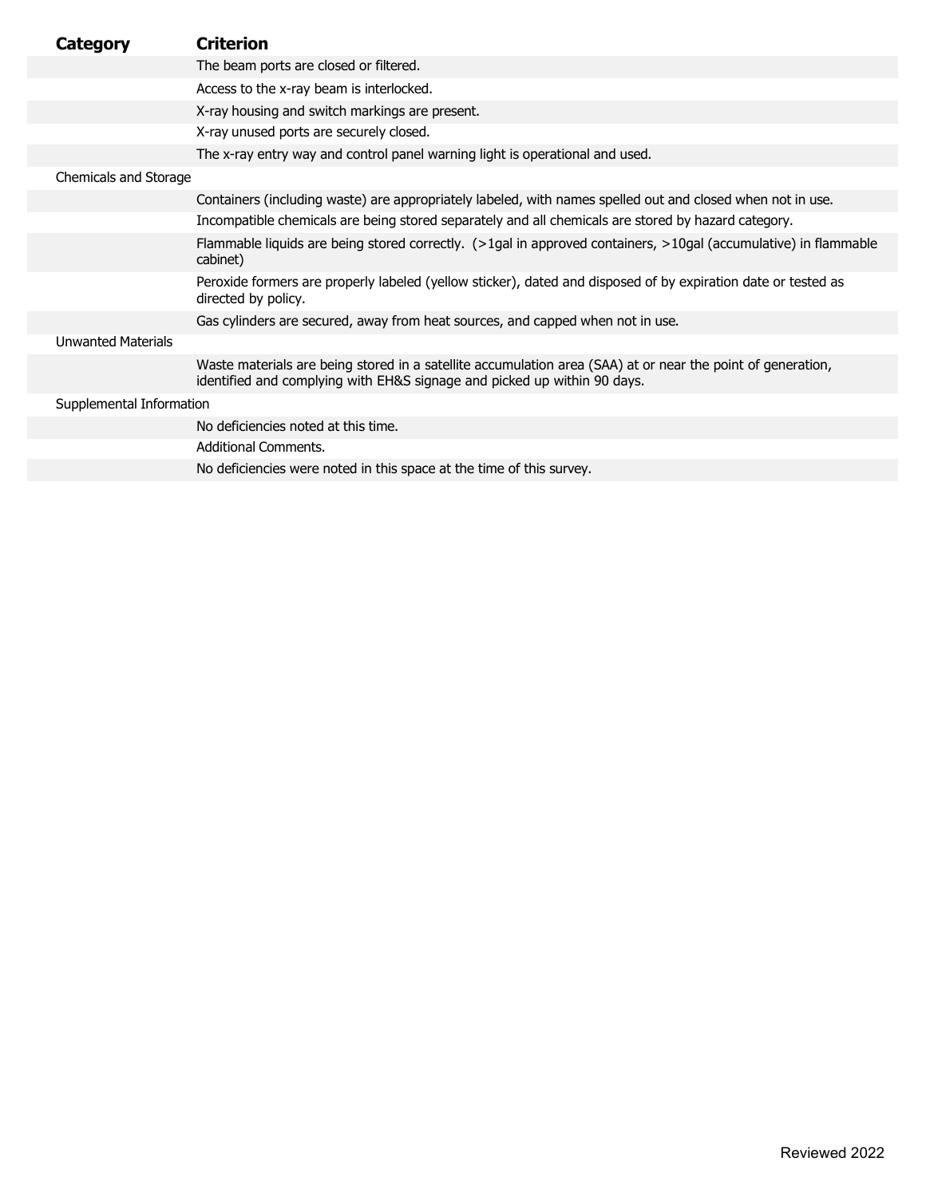| Category | Criterion |
| --- | --- |
| | The beam ports are closed or filtered. |
| | Access to the x-ray beam is interlocked. |
| | X-ray housing and switch markings are present. |
| | X-ray unused ports are securely closed. |
| | The x-ray entry way and control panel warning light is operational and used. |
| Chemicals and Storage | |
| | Containers (including waste) are appropriately labeled, with names spelled out and closed when not in use. |
| | Incompatible chemicals are being stored separately and all chemicals are stored by hazard category. |
| | Flammable liquids are being stored correctly. (>1gal in approved containers, >10gal (accumulative) in flammable cabinet) |
| | Peroxide formers are properly labeled (yellow sticker), dated and disposed of by expiration date or tested as directed by policy. |
| | Gas cylinders are secured, away from heat sources, and capped when not in use. |
| Unwanted Materials | |
| | Waste materials are being stored in a satellite accumulation area (SAA) at or near the point of generation, identified and complying with EH&S signage and picked up within 90 days. |
| Supplemental Information | |
| | No deficiencies noted at this time. |
| | Additional Comments. |
| | No deficiencies were noted in this space at the time of this survey. |

Reviewed 2022